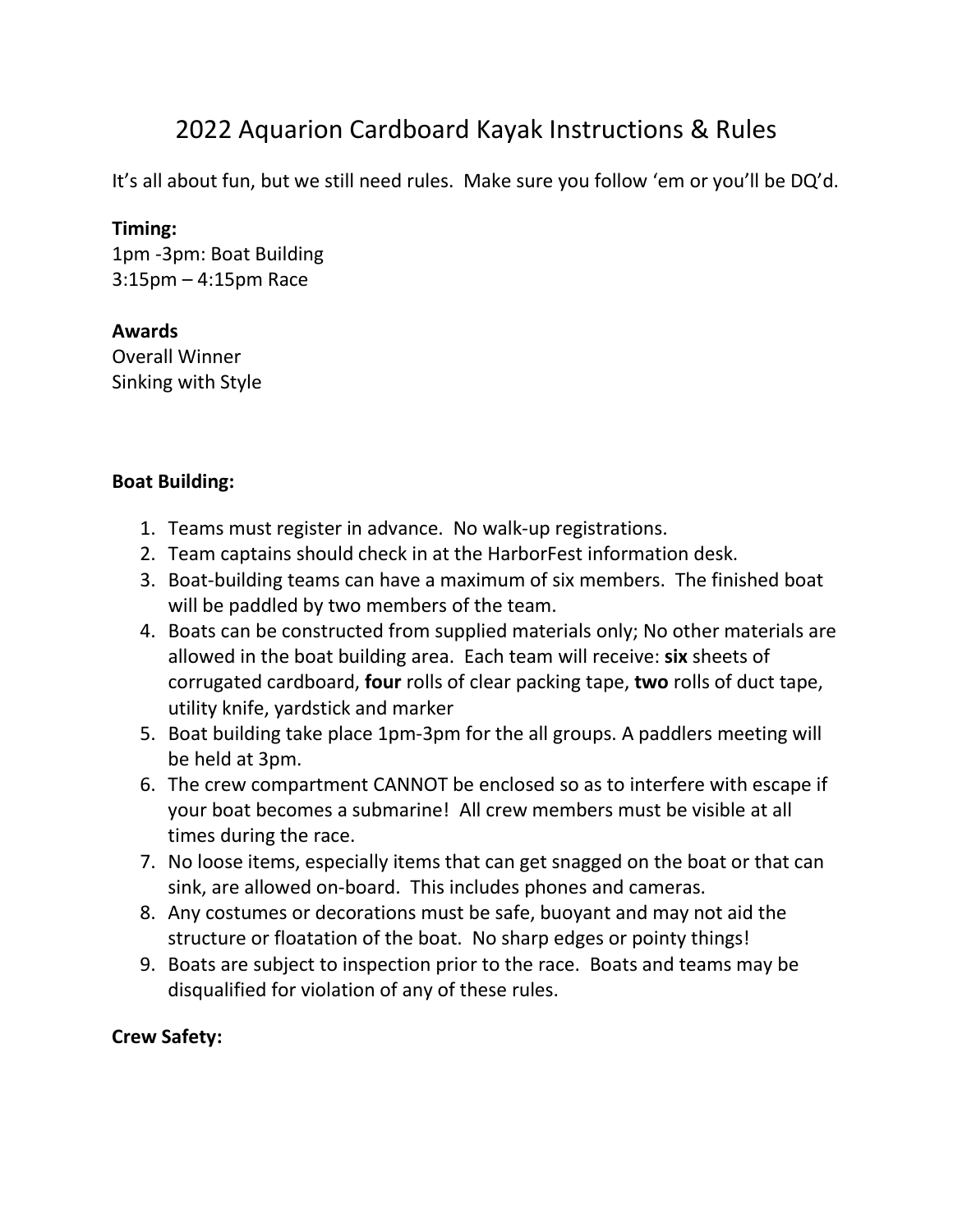# 2022 Aquarion Cardboard Kayak Instructions & Rules

It's all about fun, but we still need rules. Make sure you follow 'em or you'll be DQ'd.

**Timing:**
1pm -3pm: Boat Building
3:15pm – 4:15pm Race

**Awards**
Overall Winner
Sinking with Style

**Boat Building:**

1. Teams must register in advance. No walk-up registrations.
2. Team captains should check in at the HarborFest information desk.
3. Boat-building teams can have a maximum of six members. The finished boat will be paddled by two members of the team.
4. Boats can be constructed from supplied materials only; No other materials are allowed in the boat building area. Each team will receive: **six** sheets of corrugated cardboard, **four** rolls of clear packing tape, **two** rolls of duct tape, utility knife, yardstick and marker
5. Boat building take place 1pm-3pm for the all groups. A paddlers meeting will be held at 3pm.
6. The crew compartment CANNOT be enclosed so as to interfere with escape if your boat becomes a submarine! All crew members must be visible at all times during the race.
7. No loose items, especially items that can get snagged on the boat or that can sink, are allowed on-board. This includes phones and cameras.
8. Any costumes or decorations must be safe, buoyant and may not aid the structure or floatation of the boat. No sharp edges or pointy things!
9. Boats are subject to inspection prior to the race. Boats and teams may be disqualified for violation of any of these rules.

**Crew Safety:**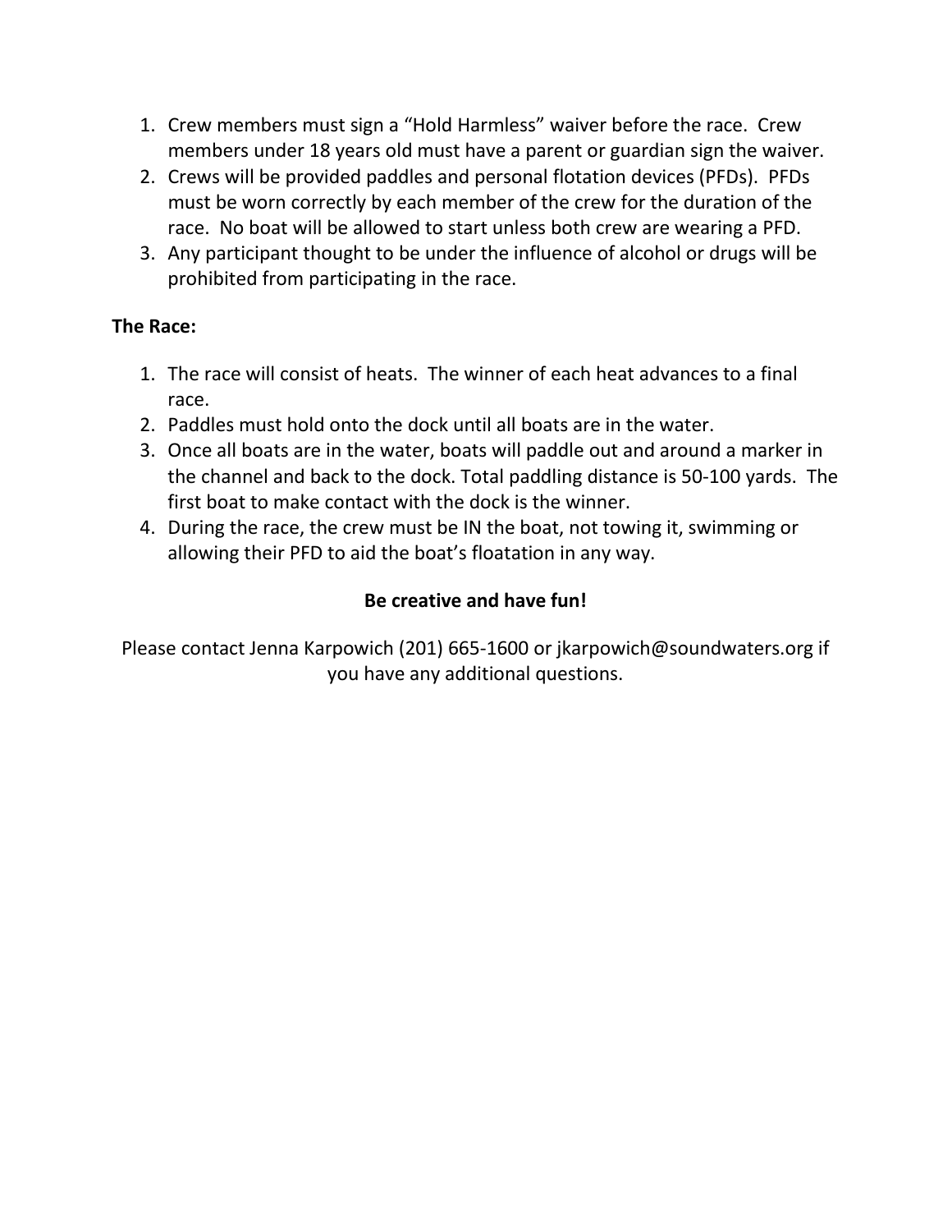1. Crew members must sign a "Hold Harmless" waiver before the race. Crew members under 18 years old must have a parent or guardian sign the waiver.
2. Crews will be provided paddles and personal flotation devices (PFDs). PFDs must be worn correctly by each member of the crew for the duration of the race. No boat will be allowed to start unless both crew are wearing a PFD.
3. Any participant thought to be under the influence of alcohol or drugs will be prohibited from participating in the race.

**The Race:**

1. The race will consist of heats. The winner of each heat advances to a final race.
2. Paddles must hold onto the dock until all boats are in the water.
3. Once all boats are in the water, boats will paddle out and around a marker in the channel and back to the dock. Total paddling distance is 50-100 yards. The first boat to make contact with the dock is the winner.
4. During the race, the crew must be IN the boat, not towing it, swimming or allowing their PFD to aid the boat's floatation in any way.

**Be creative and have fun!**

Please contact Jenna Karpowich (201) 665-1600 or jkarpowich@soundwaters.org if you have any additional questions.